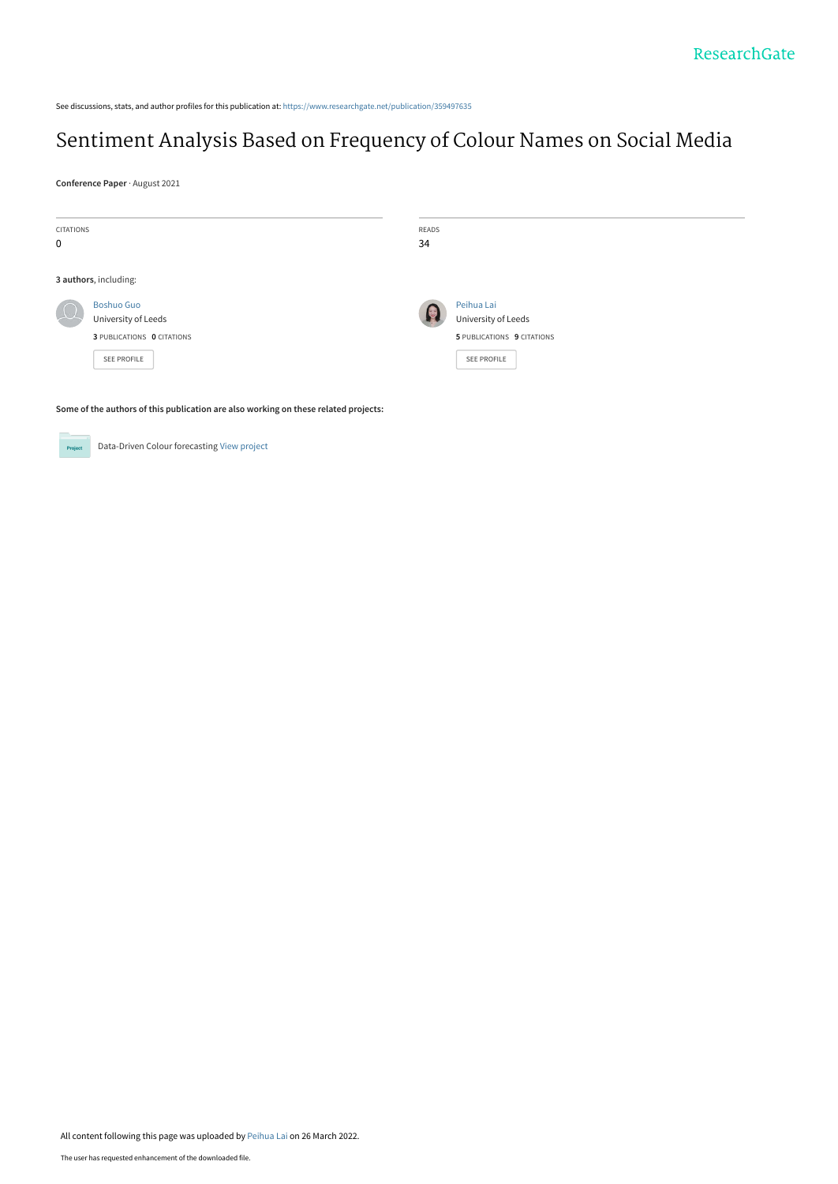See discussions, stats, and author profiles for this publication at: https://www.researchgate.net/publication/359497635

# Sentiment Analysis Based on Frequency of Colour Names on Social Media

**Conference Paper** · August 2021

| CITATIONS | READS |
|---|---|
| 0 | 34 |

**3 authors**, including:

Boshuo Guo
University of Leeds
**3** PUBLICATIONS **0** CITATIONS
SEE PROFILE

Peihua Lai
University of Leeds
**5** PUBLICATIONS **9** CITATIONS
SEE PROFILE

**Some of the authors of this publication are also working on these related projects:**

Data-Driven Colour forecasting View project

All content following this page was uploaded by Peihua Lai on 26 March 2022.

The user has requested enhancement of the downloaded file.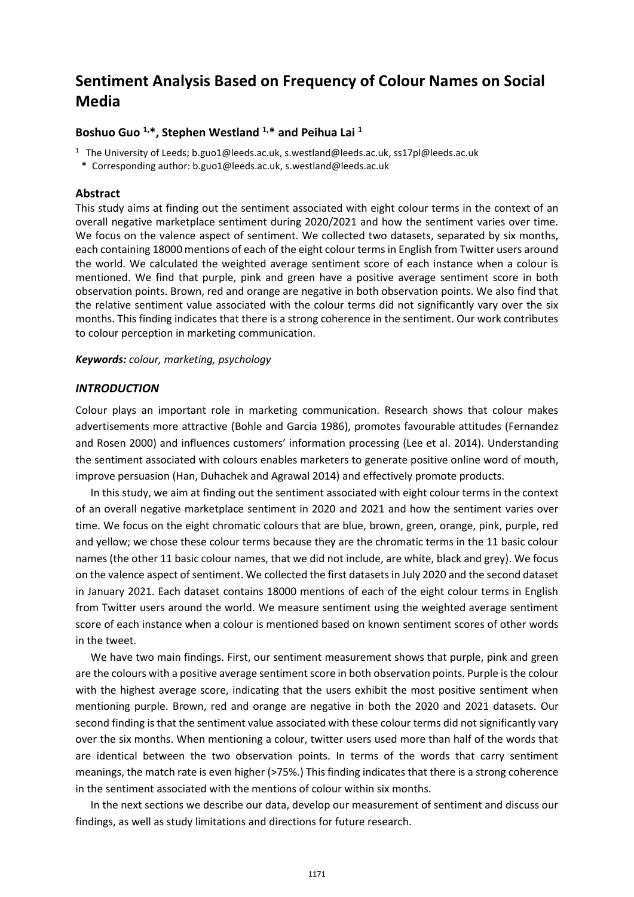# Sentiment Analysis Based on Frequency of Colour Names on Social Media

**Boshuo Guo [1,*], Stephen Westland [1,*] and Peihua Lai [1]**

[1] The University of Leeds; b.guo1@leeds.ac.uk, s.westland@leeds.ac.uk, ss17pl@leeds.ac.uk

\* Corresponding author: b.guo1@leeds.ac.uk, s.westland@leeds.ac.uk

## Abstract

This study aims at finding out the sentiment associated with eight colour terms in the context of an overall negative marketplace sentiment during 2020/2021 and how the sentiment varies over time. We focus on the valence aspect of sentiment. We collected two datasets, separated by six months, each containing 18000 mentions of each of the eight colour terms in English from Twitter users around the world. We calculated the weighted average sentiment score of each instance when a colour is mentioned. We find that purple, pink and green have a positive average sentiment score in both observation points. Brown, red and orange are negative in both observation points. We also find that the relative sentiment value associated with the colour terms did not significantly vary over the six months. This finding indicates that there is a strong coherence in the sentiment. Our work contributes to colour perception in marketing communication.

***Keywords:*** *colour, marketing, psychology*

## *INTRODUCTION*

Colour plays an important role in marketing communication. Research shows that colour makes advertisements more attractive (Bohle and Garcia 1986), promotes favourable attitudes (Fernandez and Rosen 2000) and influences customers' information processing (Lee et al. 2014). Understanding the sentiment associated with colours enables marketers to generate positive online word of mouth, improve persuasion (Han, Duhachek and Agrawal 2014) and effectively promote products.

In this study, we aim at finding out the sentiment associated with eight colour terms in the context of an overall negative marketplace sentiment in 2020 and 2021 and how the sentiment varies over time. We focus on the eight chromatic colours that are blue, brown, green, orange, pink, purple, red and yellow; we chose these colour terms because they are the chromatic terms in the 11 basic colour names (the other 11 basic colour names, that we did not include, are white, black and grey). We focus on the valence aspect of sentiment. We collected the first datasets in July 2020 and the second dataset in January 2021. Each dataset contains 18000 mentions of each of the eight colour terms in English from Twitter users around the world. We measure sentiment using the weighted average sentiment score of each instance when a colour is mentioned based on known sentiment scores of other words in the tweet.

We have two main findings. First, our sentiment measurement shows that purple, pink and green are the colours with a positive average sentiment score in both observation points. Purple is the colour with the highest average score, indicating that the users exhibit the most positive sentiment when mentioning purple. Brown, red and orange are negative in both the 2020 and 2021 datasets. Our second finding is that the sentiment value associated with these colour terms did not significantly vary over the six months. When mentioning a colour, twitter users used more than half of the words that are identical between the two observation points. In terms of the words that carry sentiment meanings, the match rate is even higher (>75%.) This finding indicates that there is a strong coherence in the sentiment associated with the mentions of colour within six months.

In the next sections we describe our data, develop our measurement of sentiment and discuss our findings, as well as study limitations and directions for future research.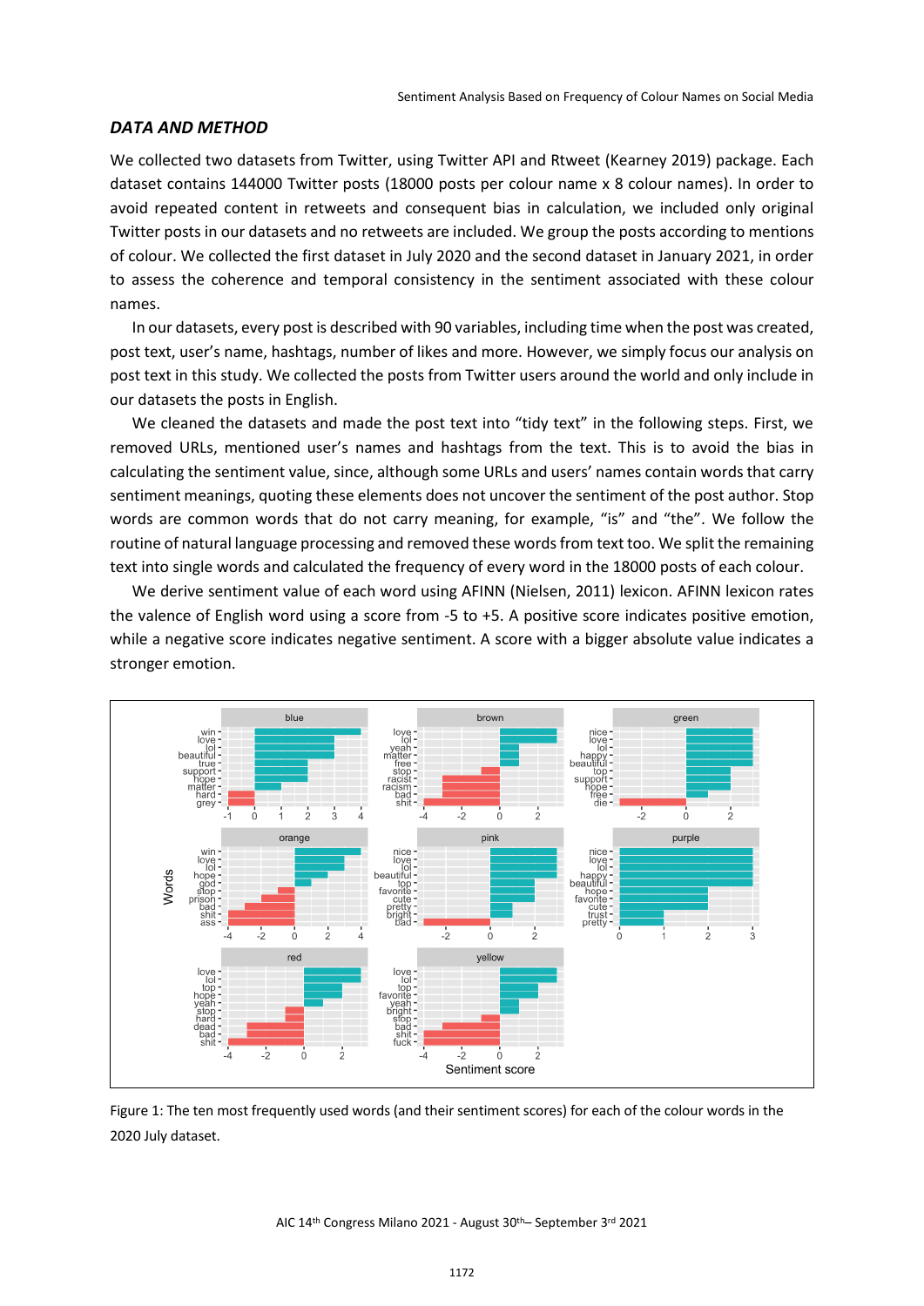## *DATA AND METHOD*

We collected two datasets from Twitter, using Twitter API and Rtweet (Kearney 2019) package. Each dataset contains 144000 Twitter posts (18000 posts per colour name x 8 colour names). In order to avoid repeated content in retweets and consequent bias in calculation, we included only original Twitter posts in our datasets and no retweets are included. We group the posts according to mentions of colour. We collected the first dataset in July 2020 and the second dataset in January 2021, in order to assess the coherence and temporal consistency in the sentiment associated with these colour names.

In our datasets, every post is described with 90 variables, including time when the post was created, post text, user's name, hashtags, number of likes and more. However, we simply focus our analysis on post text in this study. We collected the posts from Twitter users around the world and only include in our datasets the posts in English.

We cleaned the datasets and made the post text into "tidy text" in the following steps. First, we removed URLs, mentioned user's names and hashtags from the text. This is to avoid the bias in calculating the sentiment value, since, although some URLs and users' names contain words that carry sentiment meanings, quoting these elements does not uncover the sentiment of the post author. Stop words are common words that do not carry meaning, for example, "is" and "the". We follow the routine of natural language processing and removed these words from text too. We split the remaining text into single words and calculated the frequency of every word in the 18000 posts of each colour.

We derive sentiment value of each word using AFINN (Nielsen, 2011) lexicon. AFINN lexicon rates the valence of English word using a score from -5 to +5. A positive score indicates positive emotion, while a negative score indicates negative sentiment. A score with a bigger absolute value indicates a stronger emotion.

Figure 1: The ten most frequently used words (and their sentiment scores) for each of the colour words in the 2020 July dataset.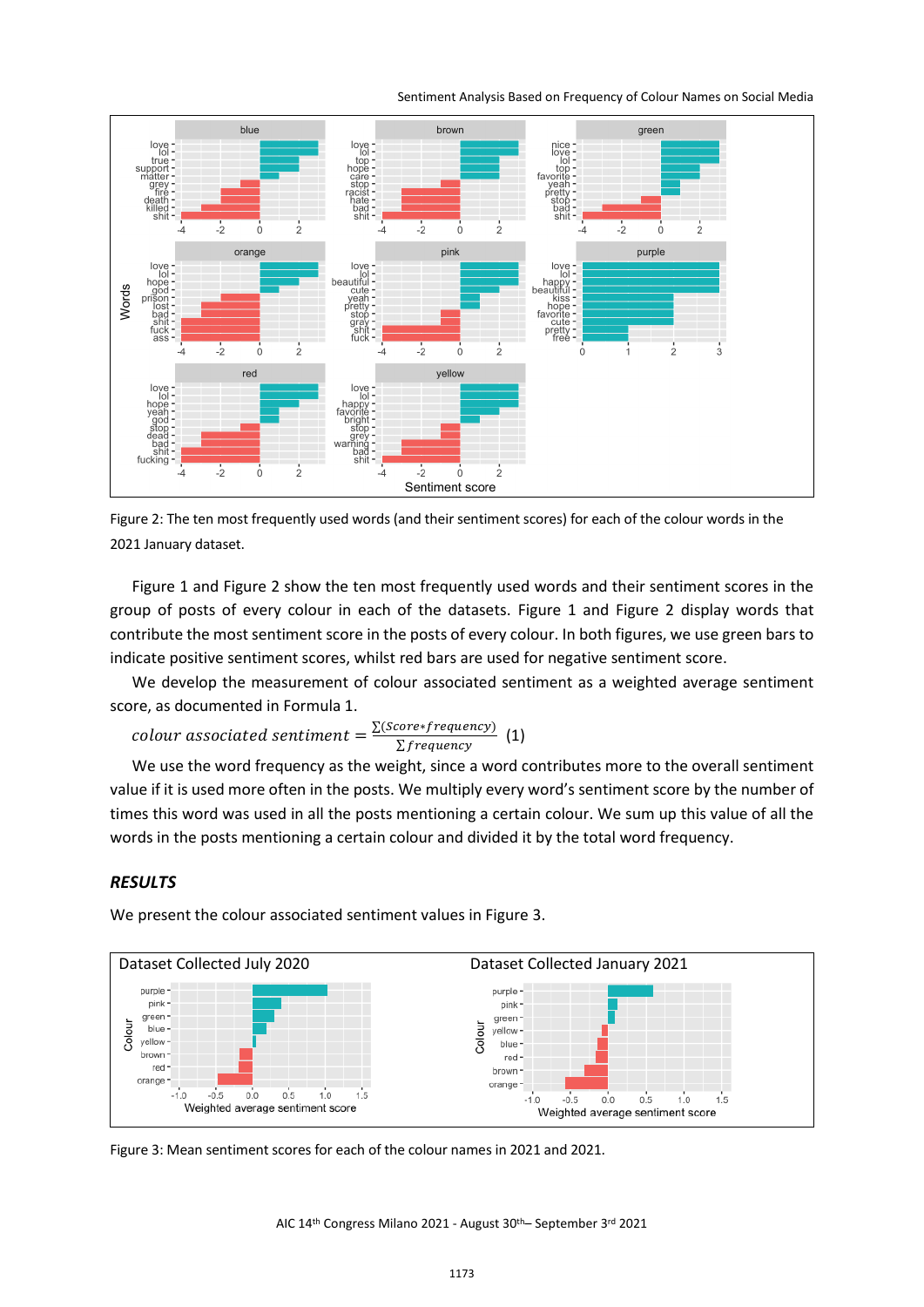Figure 2: The ten most frequently used words (and their sentiment scores) for each of the colour words in the 2021 January dataset.

Figure 1 and Figure 2 show the ten most frequently used words and their sentiment scores in the group of posts of every colour in each of the datasets. Figure 1 and Figure 2 display words that contribute the most sentiment score in the posts of every colour. In both figures, we use green bars to indicate positive sentiment scores, whilst red bars are used for negative sentiment score.

We develop the measurement of colour associated sentiment as a weighted average sentiment score, as documented in Formula 1.

$$colour\ associated\ sentiment = \frac{\sum(Score * frequency)}{\sum frequency} \quad (1)$$

We use the word frequency as the weight, since a word contributes more to the overall sentiment value if it is used more often in the posts. We multiply every word's sentiment score by the number of times this word was used in all the posts mentioning a certain colour. We sum up this value of all the words in the posts mentioning a certain colour and divided it by the total word frequency.

## *RESULTS*

We present the colour associated sentiment values in Figure 3.

Figure 3: Mean sentiment scores for each of the colour names in 2021 and 2021.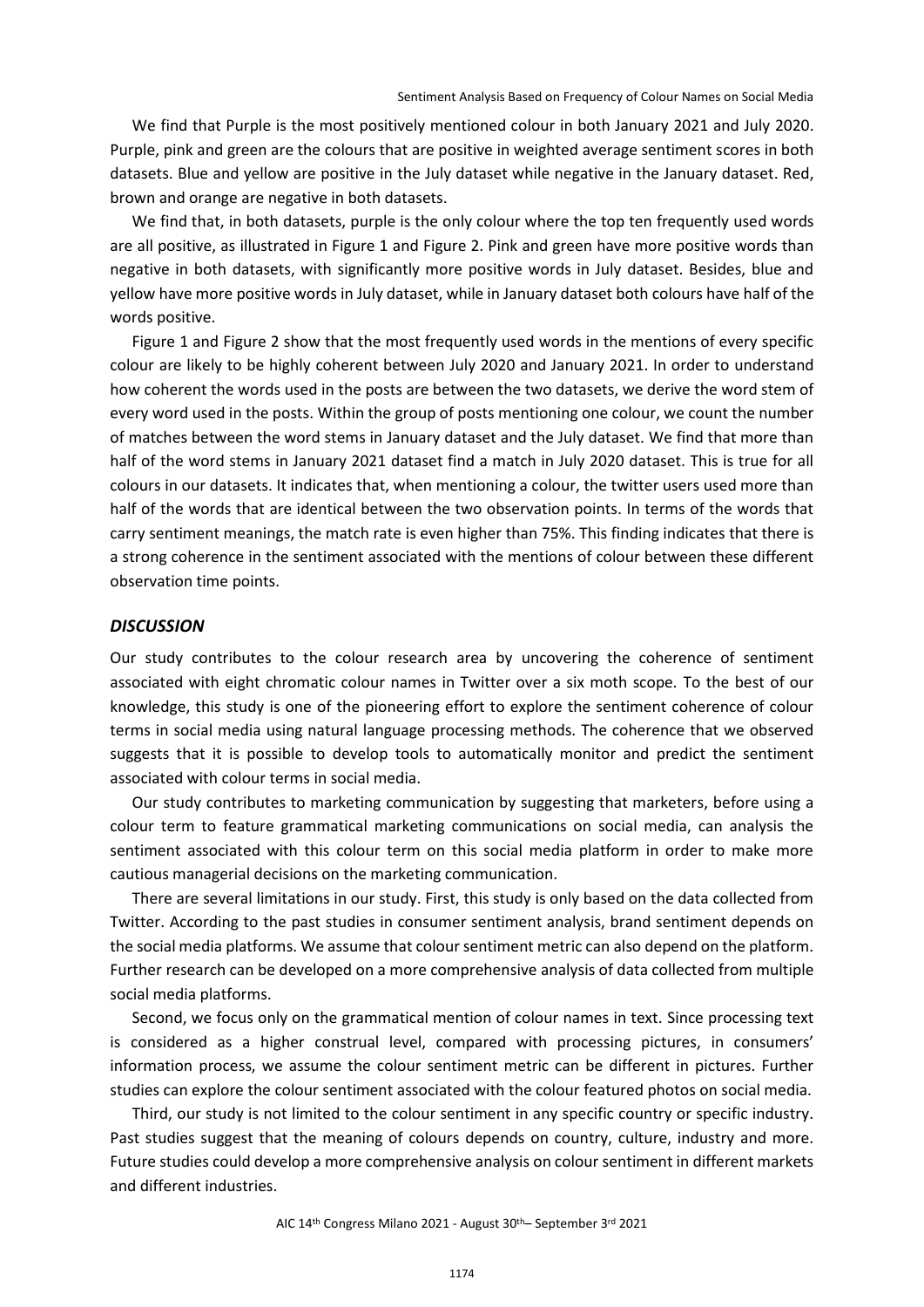We find that Purple is the most positively mentioned colour in both January 2021 and July 2020. Purple, pink and green are the colours that are positive in weighted average sentiment scores in both datasets. Blue and yellow are positive in the July dataset while negative in the January dataset. Red, brown and orange are negative in both datasets.

We find that, in both datasets, purple is the only colour where the top ten frequently used words are all positive, as illustrated in Figure 1 and Figure 2. Pink and green have more positive words than negative in both datasets, with significantly more positive words in July dataset. Besides, blue and yellow have more positive words in July dataset, while in January dataset both colours have half of the words positive.

Figure 1 and Figure 2 show that the most frequently used words in the mentions of every specific colour are likely to be highly coherent between July 2020 and January 2021. In order to understand how coherent the words used in the posts are between the two datasets, we derive the word stem of every word used in the posts. Within the group of posts mentioning one colour, we count the number of matches between the word stems in January dataset and the July dataset. We find that more than half of the word stems in January 2021 dataset find a match in July 2020 dataset. This is true for all colours in our datasets. It indicates that, when mentioning a colour, the twitter users used more than half of the words that are identical between the two observation points. In terms of the words that carry sentiment meanings, the match rate is even higher than 75%. This finding indicates that there is a strong coherence in the sentiment associated with the mentions of colour between these different observation time points.

## *DISCUSSION*

Our study contributes to the colour research area by uncovering the coherence of sentiment associated with eight chromatic colour names in Twitter over a six moth scope. To the best of our knowledge, this study is one of the pioneering effort to explore the sentiment coherence of colour terms in social media using natural language processing methods. The coherence that we observed suggests that it is possible to develop tools to automatically monitor and predict the sentiment associated with colour terms in social media.

Our study contributes to marketing communication by suggesting that marketers, before using a colour term to feature grammatical marketing communications on social media, can analysis the sentiment associated with this colour term on this social media platform in order to make more cautious managerial decisions on the marketing communication.

There are several limitations in our study. First, this study is only based on the data collected from Twitter. According to the past studies in consumer sentiment analysis, brand sentiment depends on the social media platforms. We assume that colour sentiment metric can also depend on the platform. Further research can be developed on a more comprehensive analysis of data collected from multiple social media platforms.

Second, we focus only on the grammatical mention of colour names in text. Since processing text is considered as a higher construal level, compared with processing pictures, in consumers' information process, we assume the colour sentiment metric can be different in pictures. Further studies can explore the colour sentiment associated with the colour featured photos on social media.

Third, our study is not limited to the colour sentiment in any specific country or specific industry. Past studies suggest that the meaning of colours depends on country, culture, industry and more. Future studies could develop a more comprehensive analysis on colour sentiment in different markets and different industries.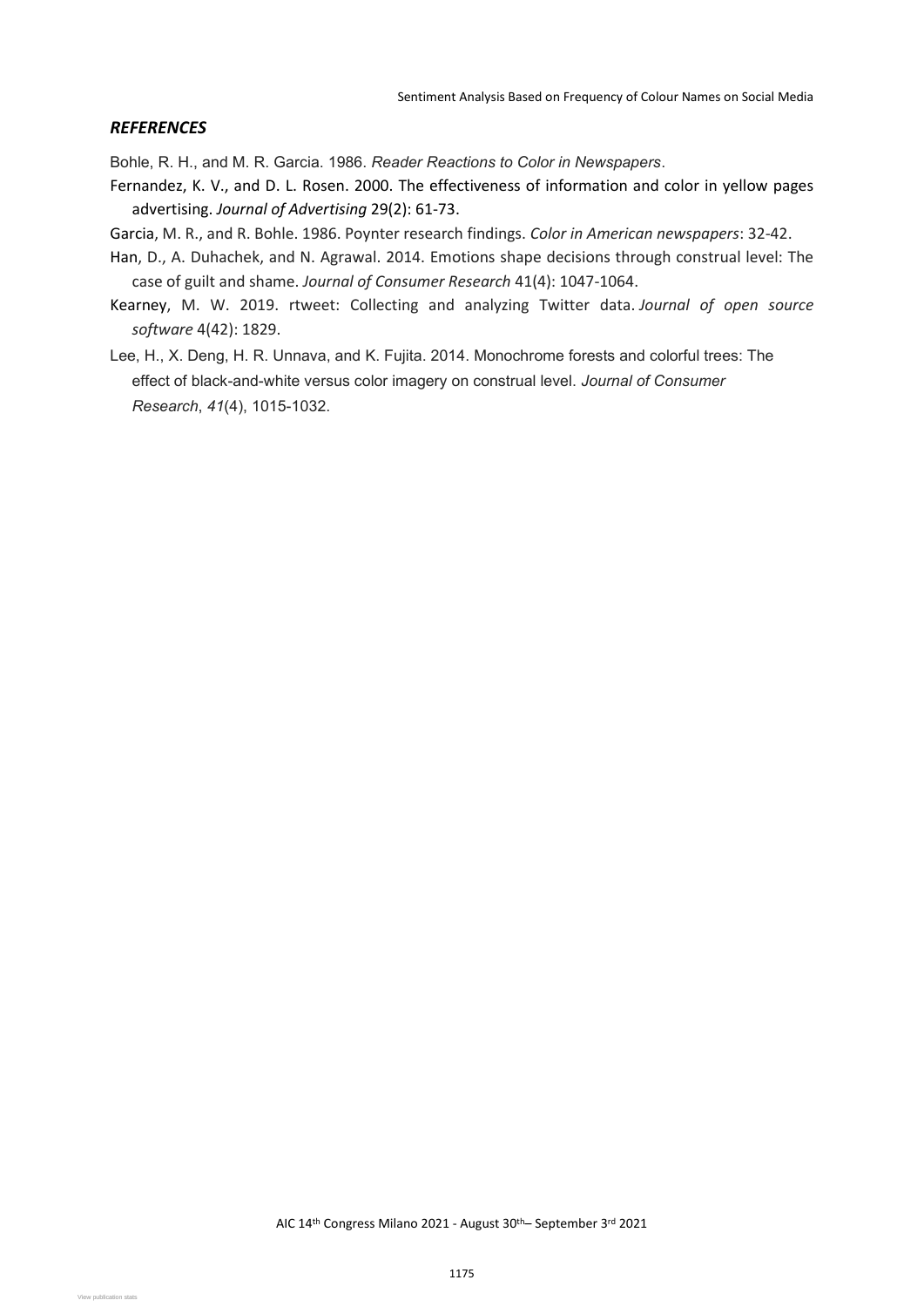### *REFERENCES*

Bohle, R. H., and M. R. Garcia. 1986. *Reader Reactions to Color in Newspapers*.

Fernandez, K. V., and D. L. Rosen. 2000. The effectiveness of information and color in yellow pages advertising. *Journal of Advertising* 29(2): 61-73.

Garcia, M. R., and R. Bohle. 1986. Poynter research findings. *Color in American newspapers*: 32-42.

Han, D., A. Duhachek, and N. Agrawal. 2014. Emotions shape decisions through construal level: The case of guilt and shame. *Journal of Consumer Research* 41(4): 1047-1064.

Kearney, M. W. 2019. rtweet: Collecting and analyzing Twitter data. *Journal of open source software* 4(42): 1829.

Lee, H., X. Deng, H. R. Unnava, and K. Fujita. 2014. Monochrome forests and colorful trees: The effect of black-and-white versus color imagery on construal level. *Journal of Consumer Research*, *41*(4), 1015-1032.